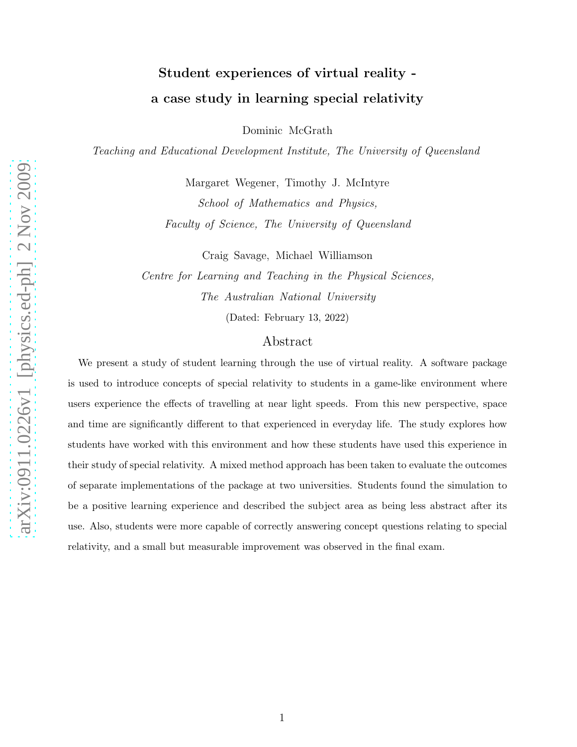# Student experiences of virtual reality - a case study in learning special relativity

Dominic McGrath

*Teaching and Educational Development Institute, The University of Queensland*

Margaret Wegener, Timothy J. McIntyre

*School of Mathematics and Physics,*

*Faculty of Science, The University of Queensland*

Craig Savage, Michael Williamson

*Centre for Learning and Teaching in the Physical Sciences,*

*The Australian National University*

(Dated: February 13, 2022)

## Abstract

We present a study of student learning through the use of virtual reality. A software package is used to introduce concepts of special relativity to students in a game-like environment where users experience the effects of travelling at near light speeds. From this new perspective, space and time are significantly different to that experienced in everyday life. The study explores how students have worked with this environment and how these students have used this experience in their study of special relativity. A mixed method approach has been taken to evaluate the outcomes of separate implementations of the package at two universities. Students found the simulation to be a positive learning experience and described the subject area as being less abstract after its use. Also, students were more capable of correctly answering concept questions relating to special relativity, and a small but measurable improvement was observed in the final exam.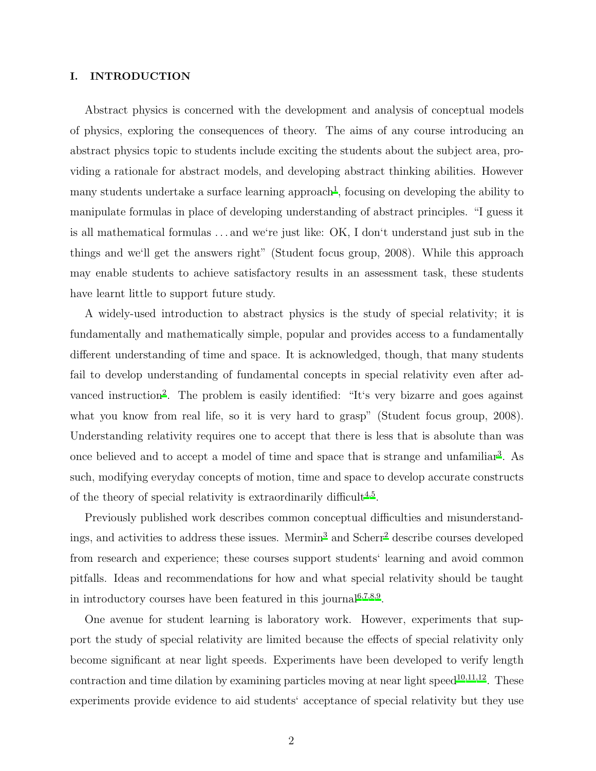## I. INTRODUCTION

Abstract physics is concerned with the development and analysis of conceptual models of physics, exploring the consequences of theory. The aims of any course introducing an abstract physics topic to students include exciting the students about the subject area, providing a rationale for abstract models, and developing abstract thinking abilities. However many students undertake a surface learning approach[1], focusing on developing the ability to manipulate formulas in place of developing understanding of abstract principles. "I guess it is all mathematical formulas . . . and we‘re just like: OK, I don‘t understand just sub in the things and we‘ll get the answers right" (Student focus group, 2008). While this approach may enable students to achieve satisfactory results in an assessment task, these students have learnt little to support future study.

A widely-used introduction to abstract physics is the study of special relativity; it is fundamentally and mathematically simple, popular and provides access to a fundamentally different understanding of time and space. It is acknowledged, though, that many students fail to develop understanding of fundamental concepts in special relativity even after advanced instruction[2]. The problem is easily identified: "It‘s very bizarre and goes against what you know from real life, so it is very hard to grasp" (Student focus group, 2008). Understanding relativity requires one to accept that there is less that is absolute than was once believed and to accept a model of time and space that is strange and unfamiliar[3]. As such, modifying everyday concepts of motion, time and space to develop accurate constructs of the theory of special relativity is extraordinarily difficult[4,5].

Previously published work describes common conceptual difficulties and misunderstandings, and activities to address these issues. Mermin[3] and Scherr[2] describe courses developed from research and experience; these courses support students‘ learning and avoid common pitfalls. Ideas and recommendations for how and what special relativity should be taught in introductory courses have been featured in this journal[6,7,8,9].

One avenue for student learning is laboratory work. However, experiments that support the study of special relativity are limited because the effects of special relativity only become significant at near light speeds. Experiments have been developed to verify length contraction and time dilation by examining particles moving at near light speed[10,11,12]. These experiments provide evidence to aid students‘ acceptance of special relativity but they use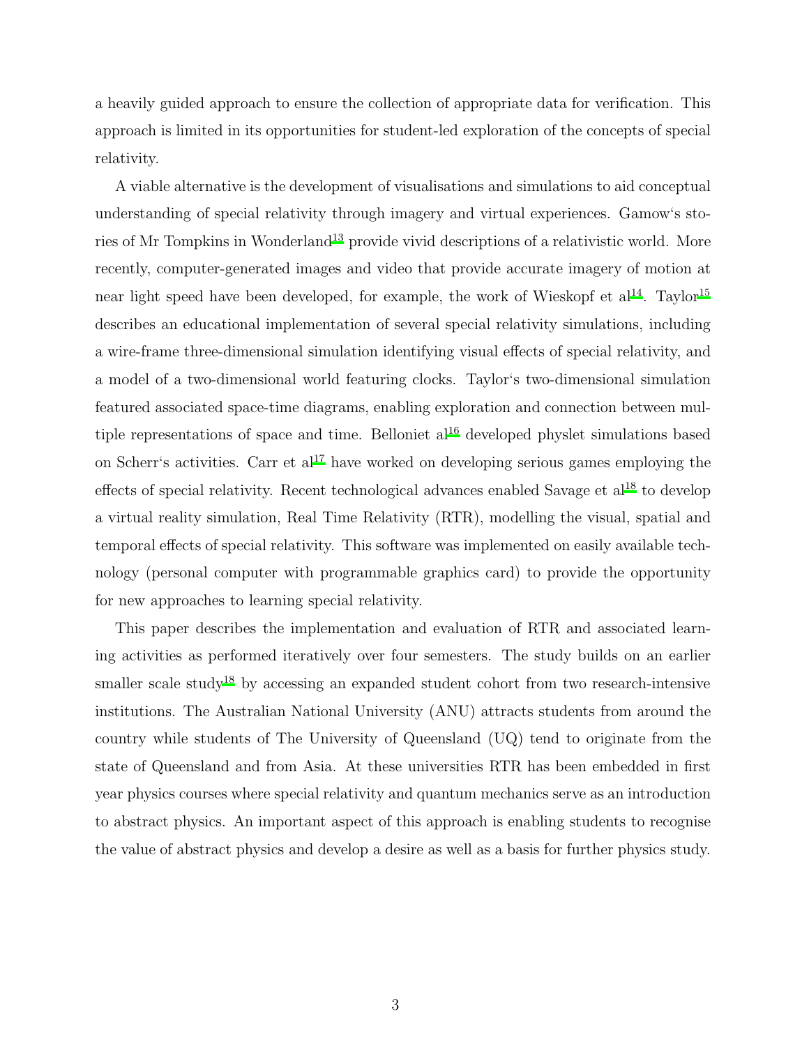a heavily guided approach to ensure the collection of appropriate data for verification. This approach is limited in its opportunities for student-led exploration of the concepts of special relativity.

A viable alternative is the development of visualisations and simulations to aid conceptual understanding of special relativity through imagery and virtual experiences. Gamow‘s stories of Mr Tompkins in Wonderland[13] provide vivid descriptions of a relativistic world. More recently, computer-generated images and video that provide accurate imagery of motion at near light speed have been developed, for example, the work of Wieskopf et al[14]. Taylor[15] describes an educational implementation of several special relativity simulations, including a wire-frame three-dimensional simulation identifying visual effects of special relativity, and a model of a two-dimensional world featuring clocks. Taylor‘s two-dimensional simulation featured associated space-time diagrams, enabling exploration and connection between multiple representations of space and time. Belloniet al[16] developed physlet simulations based on Scherr‘s activities. Carr et al[17] have worked on developing serious games employing the effects of special relativity. Recent technological advances enabled Savage et al[18] to develop a virtual reality simulation, Real Time Relativity (RTR), modelling the visual, spatial and temporal effects of special relativity. This software was implemented on easily available technology (personal computer with programmable graphics card) to provide the opportunity for new approaches to learning special relativity.

This paper describes the implementation and evaluation of RTR and associated learning activities as performed iteratively over four semesters. The study builds on an earlier smaller scale study[18] by accessing an expanded student cohort from two research-intensive institutions. The Australian National University (ANU) attracts students from around the country while students of The University of Queensland (UQ) tend to originate from the state of Queensland and from Asia. At these universities RTR has been embedded in first year physics courses where special relativity and quantum mechanics serve as an introduction to abstract physics. An important aspect of this approach is enabling students to recognise the value of abstract physics and develop a desire as well as a basis for further physics study.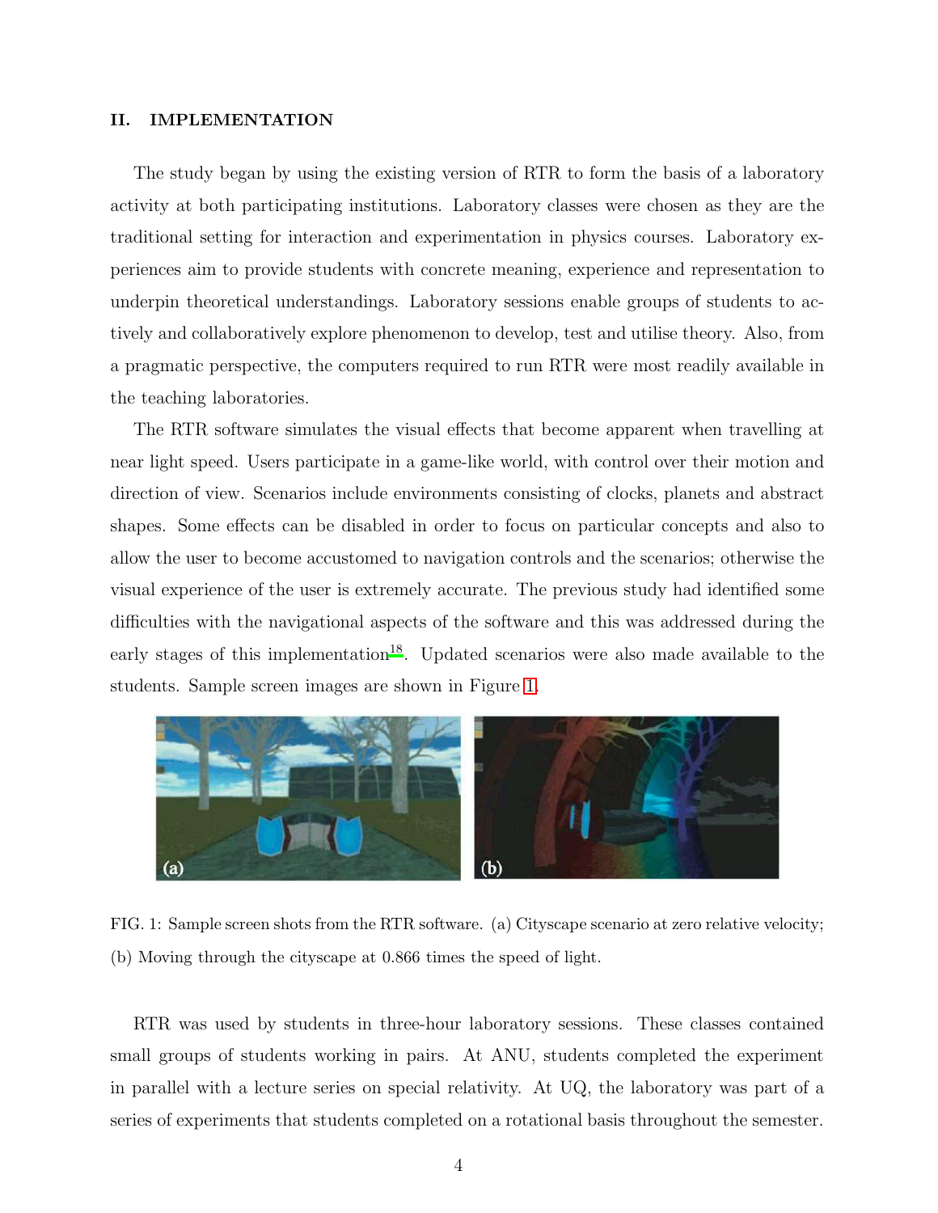## II. IMPLEMENTATION

The study began by using the existing version of RTR to form the basis of a laboratory activity at both participating institutions. Laboratory classes were chosen as they are the traditional setting for interaction and experimentation in physics courses. Laboratory experiences aim to provide students with concrete meaning, experience and representation to underpin theoretical understandings. Laboratory sessions enable groups of students to actively and collaboratively explore phenomenon to develop, test and utilise theory. Also, from a pragmatic perspective, the computers required to run RTR were most readily available in the teaching laboratories.

The RTR software simulates the visual effects that become apparent when travelling at near light speed. Users participate in a game-like world, with control over their motion and direction of view. Scenarios include environments consisting of clocks, planets and abstract shapes. Some effects can be disabled in order to focus on particular concepts and also to allow the user to become accustomed to navigation controls and the scenarios; otherwise the visual experience of the user is extremely accurate. The previous study had identified some difficulties with the navigational aspects of the software and this was addressed during the early stages of this implementation[18]. Updated scenarios were also made available to the students. Sample screen images are shown in Figure 1.

FIG. 1: Sample screen shots from the RTR software. (a) Cityscape scenario at zero relative velocity; (b) Moving through the cityscape at 0.866 times the speed of light.

RTR was used by students in three-hour laboratory sessions. These classes contained small groups of students working in pairs. At ANU, students completed the experiment in parallel with a lecture series on special relativity. At UQ, the laboratory was part of a series of experiments that students completed on a rotational basis throughout the semester.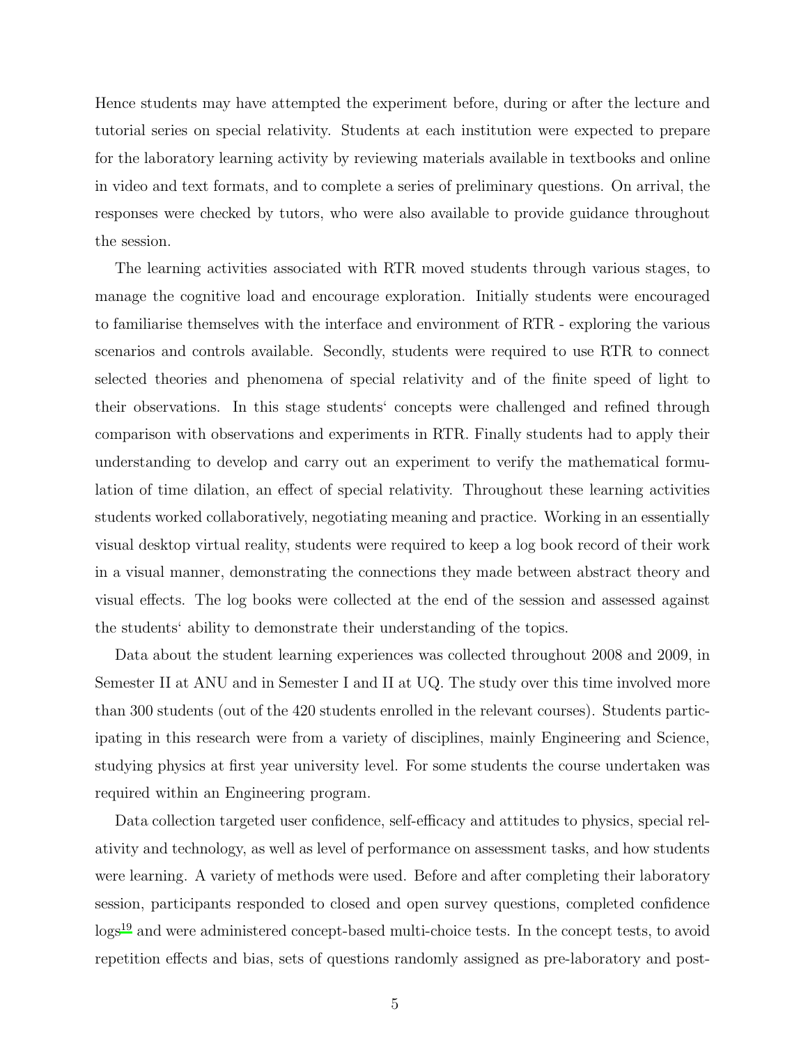Hence students may have attempted the experiment before, during or after the lecture and tutorial series on special relativity. Students at each institution were expected to prepare for the laboratory learning activity by reviewing materials available in textbooks and online in video and text formats, and to complete a series of preliminary questions. On arrival, the responses were checked by tutors, who were also available to provide guidance throughout the session.

The learning activities associated with RTR moved students through various stages, to manage the cognitive load and encourage exploration. Initially students were encouraged to familiarise themselves with the interface and environment of RTR - exploring the various scenarios and controls available. Secondly, students were required to use RTR to connect selected theories and phenomena of special relativity and of the finite speed of light to their observations. In this stage students' concepts were challenged and refined through comparison with observations and experiments in RTR. Finally students had to apply their understanding to develop and carry out an experiment to verify the mathematical formulation of time dilation, an effect of special relativity. Throughout these learning activities students worked collaboratively, negotiating meaning and practice. Working in an essentially visual desktop virtual reality, students were required to keep a log book record of their work in a visual manner, demonstrating the connections they made between abstract theory and visual effects. The log books were collected at the end of the session and assessed against the students' ability to demonstrate their understanding of the topics.

Data about the student learning experiences was collected throughout 2008 and 2009, in Semester II at ANU and in Semester I and II at UQ. The study over this time involved more than 300 students (out of the 420 students enrolled in the relevant courses). Students participating in this research were from a variety of disciplines, mainly Engineering and Science, studying physics at first year university level. For some students the course undertaken was required within an Engineering program.

Data collection targeted user confidence, self-efficacy and attitudes to physics, special relativity and technology, as well as level of performance on assessment tasks, and how students were learning. A variety of methods were used. Before and after completing their laboratory session, participants responded to closed and open survey questions, completed confidence logs[19] and were administered concept-based multi-choice tests. In the concept tests, to avoid repetition effects and bias, sets of questions randomly assigned as pre-laboratory and post-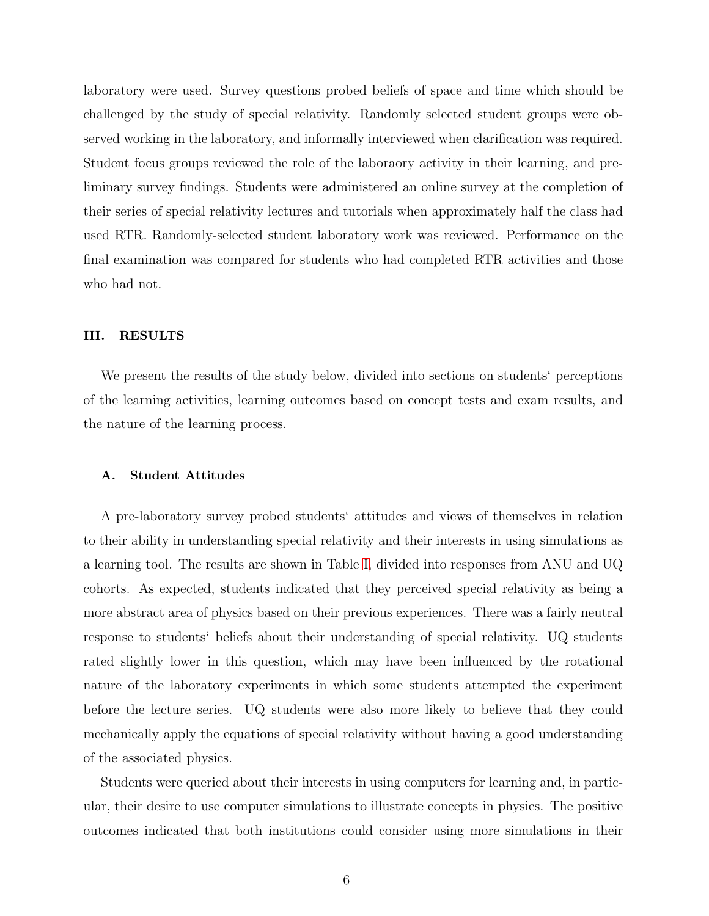laboratory were used. Survey questions probed beliefs of space and time which should be challenged by the study of special relativity. Randomly selected student groups were observed working in the laboratory, and informally interviewed when clarification was required. Student focus groups reviewed the role of the laboraory activity in their learning, and preliminary survey findings. Students were administered an online survey at the completion of their series of special relativity lectures and tutorials when approximately half the class had used RTR. Randomly-selected student laboratory work was reviewed. Performance on the final examination was compared for students who had completed RTR activities and those who had not.

## III. RESULTS

We present the results of the study below, divided into sections on students‘ perceptions of the learning activities, learning outcomes based on concept tests and exam results, and the nature of the learning process.

### A. Student Attitudes

A pre-laboratory survey probed students‘ attitudes and views of themselves in relation to their ability in understanding special relativity and their interests in using simulations as a learning tool. The results are shown in Table I, divided into responses from ANU and UQ cohorts. As expected, students indicated that they perceived special relativity as being a more abstract area of physics based on their previous experiences. There was a fairly neutral response to students‘ beliefs about their understanding of special relativity. UQ students rated slightly lower in this question, which may have been influenced by the rotational nature of the laboratory experiments in which some students attempted the experiment before the lecture series. UQ students were also more likely to believe that they could mechanically apply the equations of special relativity without having a good understanding of the associated physics.

Students were queried about their interests in using computers for learning and, in particular, their desire to use computer simulations to illustrate concepts in physics. The positive outcomes indicated that both institutions could consider using more simulations in their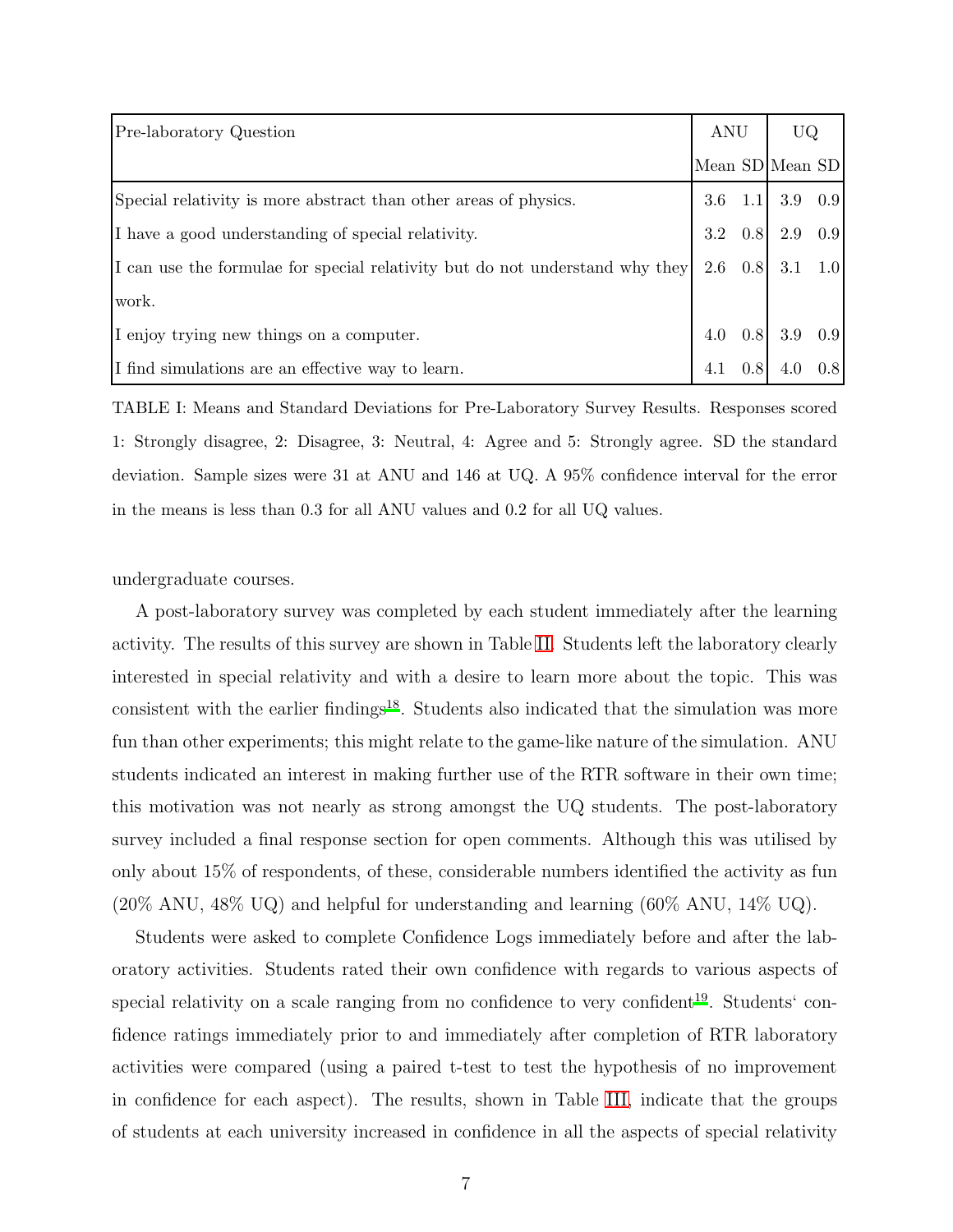| Pre-laboratory Question | ANU | | UQ | |
|---|---|---|---|---|
| | Mean | SD | Mean | SD |
| Special relativity is more abstract than other areas of physics. | 3.6 | 1.1 | 3.9 | 0.9 |
| I have a good understanding of special relativity. | 3.2 | 0.8 | 2.9 | 0.9 |
| I can use the formulae for special relativity but do not understand why they work. | 2.6 | 0.8 | 3.1 | 1.0 |
| I enjoy trying new things on a computer. | 4.0 | 0.8 | 3.9 | 0.9 |
| I find simulations are an effective way to learn. | 4.1 | 0.8 | 4.0 | 0.8 |

TABLE I: Means and Standard Deviations for Pre-Laboratory Survey Results. Responses scored 1: Strongly disagree, 2: Disagree, 3: Neutral, 4: Agree and 5: Strongly agree. SD the standard deviation. Sample sizes were 31 at ANU and 146 at UQ. A 95% confidence interval for the error in the means is less than 0.3 for all ANU values and 0.2 for all UQ values.

undergraduate courses.

A post-laboratory survey was completed by each student immediately after the learning activity. The results of this survey are shown in Table II. Students left the laboratory clearly interested in special relativity and with a desire to learn more about the topic. This was consistent with the earlier findings[18]. Students also indicated that the simulation was more fun than other experiments; this might relate to the game-like nature of the simulation. ANU students indicated an interest in making further use of the RTR software in their own time; this motivation was not nearly as strong amongst the UQ students. The post-laboratory survey included a final response section for open comments. Although this was utilised by only about 15% of respondents, of these, considerable numbers identified the activity as fun (20% ANU, 48% UQ) and helpful for understanding and learning (60% ANU, 14% UQ).

Students were asked to complete Confidence Logs immediately before and after the laboratory activities. Students rated their own confidence with regards to various aspects of special relativity on a scale ranging from no confidence to very confident[19]. Students' confidence ratings immediately prior to and immediately after completion of RTR laboratory activities were compared (using a paired t-test to test the hypothesis of no improvement in confidence for each aspect). The results, shown in Table III, indicate that the groups of students at each university increased in confidence in all the aspects of special relativity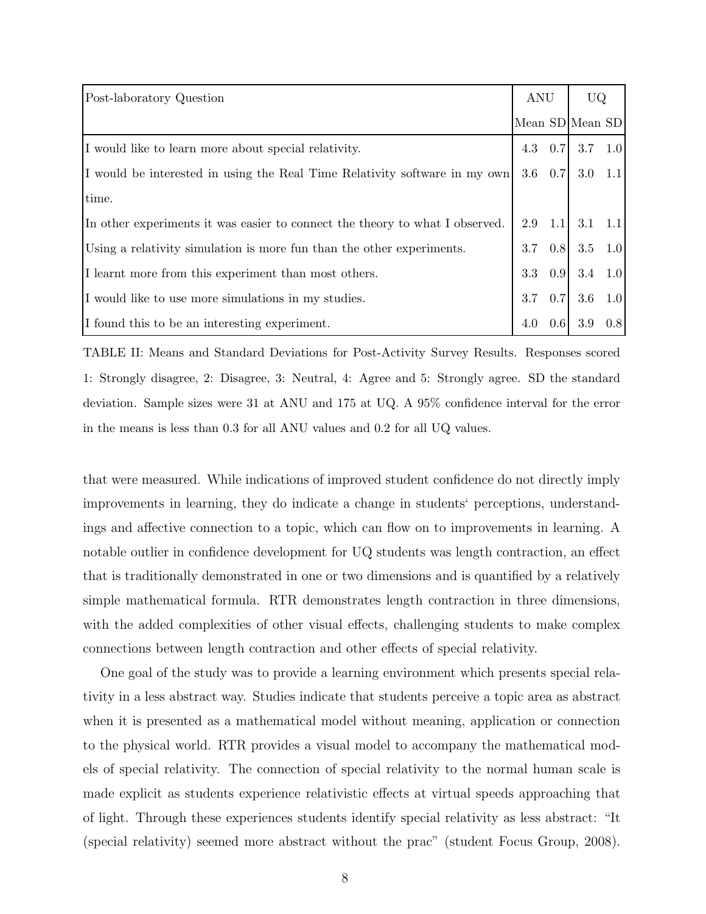| Post-laboratory Question | ANU | | UQ | |
|---|---|---|---|---|
| | Mean | SD | Mean | SD |
| I would like to learn more about special relativity. | 4.3 | 0.7 | 3.7 | 1.0 |
| I would be interested in using the Real Time Relativity software in my own time. | 3.6 | 0.7 | 3.0 | 1.1 |
| In other experiments it was easier to connect the theory to what I observed. | 2.9 | 1.1 | 3.1 | 1.1 |
| Using a relativity simulation is more fun than the other experiments. | 3.7 | 0.8 | 3.5 | 1.0 |
| I learnt more from this experiment than most others. | 3.3 | 0.9 | 3.4 | 1.0 |
| I would like to use more simulations in my studies. | 3.7 | 0.7 | 3.6 | 1.0 |
| I found this to be an interesting experiment. | 4.0 | 0.6 | 3.9 | 0.8 |

TABLE II: Means and Standard Deviations for Post-Activity Survey Results. Responses scored 1: Strongly disagree, 2: Disagree, 3: Neutral, 4: Agree and 5: Strongly agree. SD the standard deviation. Sample sizes were 31 at ANU and 175 at UQ. A 95% confidence interval for the error in the means is less than 0.3 for all ANU values and 0.2 for all UQ values.

that were measured. While indications of improved student confidence do not directly imply improvements in learning, they do indicate a change in students' perceptions, understandings and affective connection to a topic, which can flow on to improvements in learning. A notable outlier in confidence development for UQ students was length contraction, an effect that is traditionally demonstrated in one or two dimensions and is quantified by a relatively simple mathematical formula. RTR demonstrates length contraction in three dimensions, with the added complexities of other visual effects, challenging students to make complex connections between length contraction and other effects of special relativity.

One goal of the study was to provide a learning environment which presents special relativity in a less abstract way. Studies indicate that students perceive a topic area as abstract when it is presented as a mathematical model without meaning, application or connection to the physical world. RTR provides a visual model to accompany the mathematical models of special relativity. The connection of special relativity to the normal human scale is made explicit as students experience relativistic effects at virtual speeds approaching that of light. Through these experiences students identify special relativity as less abstract: "It (special relativity) seemed more abstract without the prac" (student Focus Group, 2008).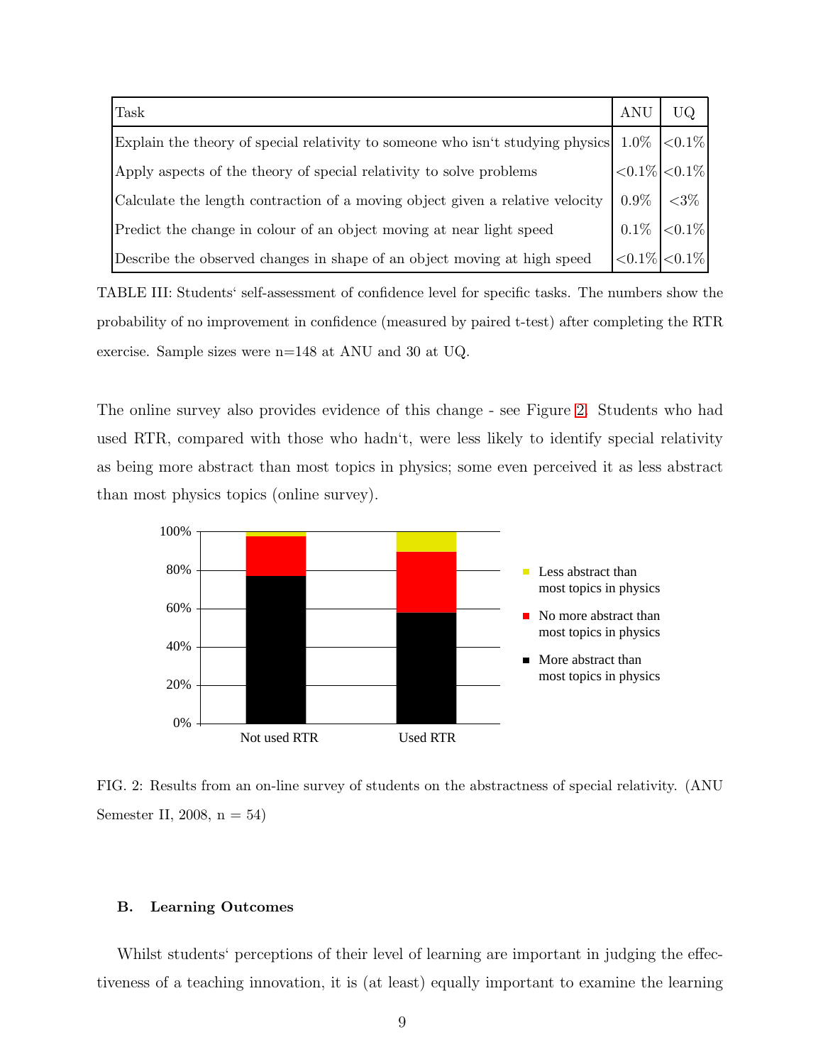| Task | ANU | UQ |
|---|---|---|
| Explain the theory of special relativity to someone who isn't studying physics | 1.0% | <0.1% |
| Apply aspects of the theory of special relativity to solve problems | <0.1% | <0.1% |
| Calculate the length contraction of a moving object given a relative velocity | 0.9% | <3% |
| Predict the change in colour of an object moving at near light speed | 0.1% | <0.1% |
| Describe the observed changes in shape of an object moving at high speed | <0.1% | <0.1% |

TABLE III: Students' self-assessment of confidence level for specific tasks. The numbers show the probability of no improvement in confidence (measured by paired t-test) after completing the RTR exercise. Sample sizes were n=148 at ANU and 30 at UQ.

The online survey also provides evidence of this change - see Figure 2. Students who had used RTR, compared with those who hadn't, were less likely to identify special relativity as being more abstract than most topics in physics; some even perceived it as less abstract than most physics topics (online survey).

100%
80%
60%
40%
20%
0%
Not used RTR
Used RTR
Less abstract than most topics in physics
No more abstract than most topics in physics
More abstract than most topics in physics

FIG. 2: Results from an on-line survey of students on the abstractness of special relativity. (ANU Semester II, 2008, n = 54)

### B. Learning Outcomes

Whilst students' perceptions of their level of learning are important in judging the effectiveness of a teaching innovation, it is (at least) equally important to examine the learning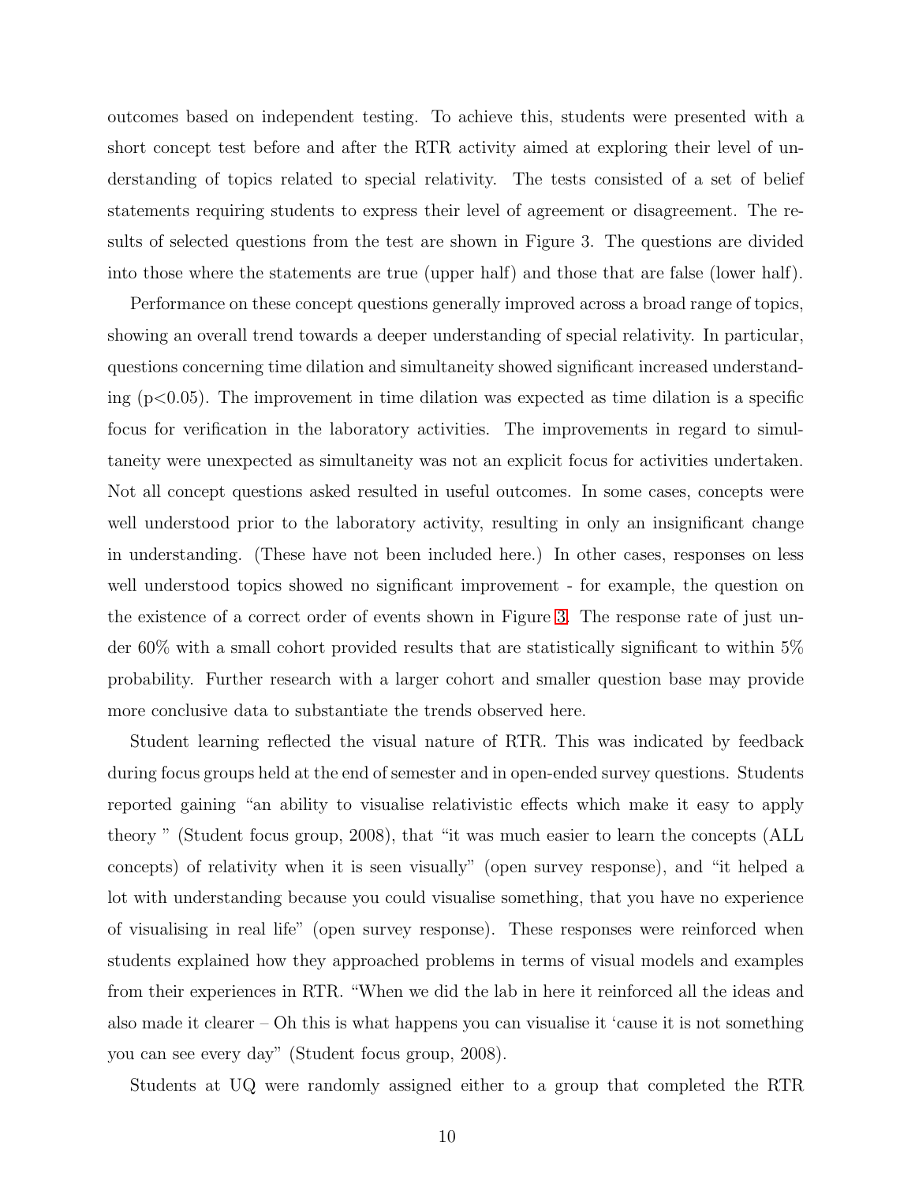outcomes based on independent testing. To achieve this, students were presented with a short concept test before and after the RTR activity aimed at exploring their level of understanding of topics related to special relativity. The tests consisted of a set of belief statements requiring students to express their level of agreement or disagreement. The results of selected questions from the test are shown in Figure 3. The questions are divided into those where the statements are true (upper half) and those that are false (lower half).

Performance on these concept questions generally improved across a broad range of topics, showing an overall trend towards a deeper understanding of special relativity. In particular, questions concerning time dilation and simultaneity showed significant increased understanding ($p<0.05$). The improvement in time dilation was expected as time dilation is a specific focus for verification in the laboratory activities. The improvements in regard to simultaneity were unexpected as simultaneity was not an explicit focus for activities undertaken. Not all concept questions asked resulted in useful outcomes. In some cases, concepts were well understood prior to the laboratory activity, resulting in only an insignificant change in understanding. (These have not been included here.) In other cases, responses on less well understood topics showed no significant improvement - for example, the question on the existence of a correct order of events shown in Figure 3. The response rate of just under 60% with a small cohort provided results that are statistically significant to within 5% probability. Further research with a larger cohort and smaller question base may provide more conclusive data to substantiate the trends observed here.

Student learning reflected the visual nature of RTR. This was indicated by feedback during focus groups held at the end of semester and in open-ended survey questions. Students reported gaining "an ability to visualise relativistic effects which make it easy to apply theory " (Student focus group, 2008), that "it was much easier to learn the concepts (ALL concepts) of relativity when it is seen visually" (open survey response), and "it helped a lot with understanding because you could visualise something, that you have no experience of visualising in real life" (open survey response). These responses were reinforced when students explained how they approached problems in terms of visual models and examples from their experiences in RTR. "When we did the lab in here it reinforced all the ideas and also made it clearer – Oh this is what happens you can visualise it 'cause it is not something you can see every day" (Student focus group, 2008).

Students at UQ were randomly assigned either to a group that completed the RTR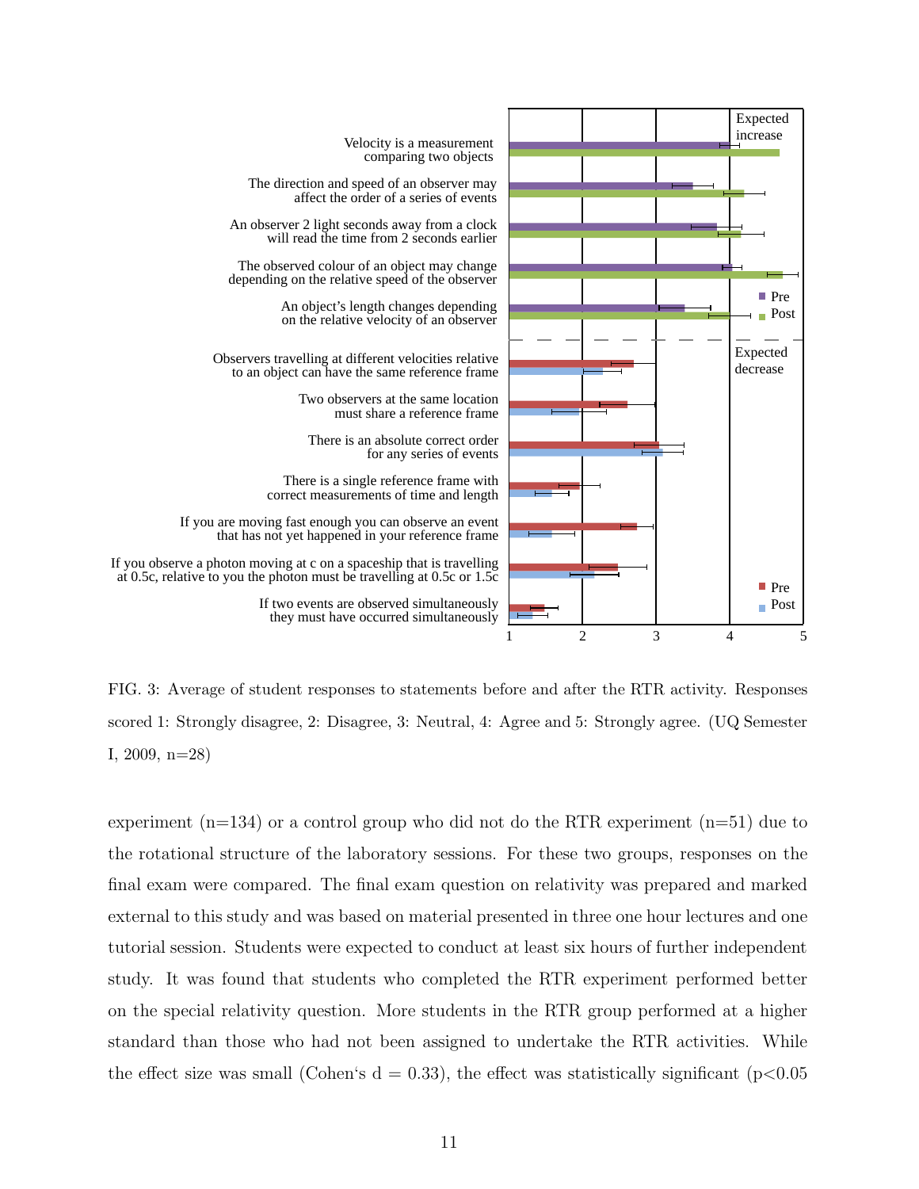Expected increase

Velocity is a measurement comparing two objects

The direction and speed of an observer may affect the order of a series of events

An observer 2 light seconds away from a clock will read the time from 2 seconds earlier

The observed colour of an object may change depending on the relative speed of the observer

An object's length changes depending on the relative velocity of an observer

Pre
Post

Expected decrease

Observers travelling at different velocities relative to an object can have the same reference frame

Two observers at the same location must share a reference frame

There is an absolute correct order for any series of events

There is a single reference frame with correct measurements of time and length

If you are moving fast enough you can observe an event that has not yet happened in your reference frame

If you observe a photon moving at c on a spaceship that is travelling at 0.5c, relative to you the photon must be travelling at 0.5c or 1.5c

If two events are observed simultaneously they must have occurred simultaneously

Pre
Post

1 2 3 4 5

FIG. 3: Average of student responses to statements before and after the RTR activity. Responses scored 1: Strongly disagree, 2: Disagree, 3: Neutral, 4: Agree and 5: Strongly agree. (UQ Semester I, 2009, n=28)

experiment (n=134) or a control group who did not do the RTR experiment (n=51) due to the rotational structure of the laboratory sessions. For these two groups, responses on the final exam were compared. The final exam question on relativity was prepared and marked external to this study and was based on material presented in three one hour lectures and one tutorial session. Students were expected to conduct at least six hours of further independent study. It was found that students who completed the RTR experiment performed better on the special relativity question. More students in the RTR group performed at a higher standard than those who had not been assigned to undertake the RTR activities. While the effect size was small (Cohen's d = 0.33), the effect was statistically significant ($p<0.05$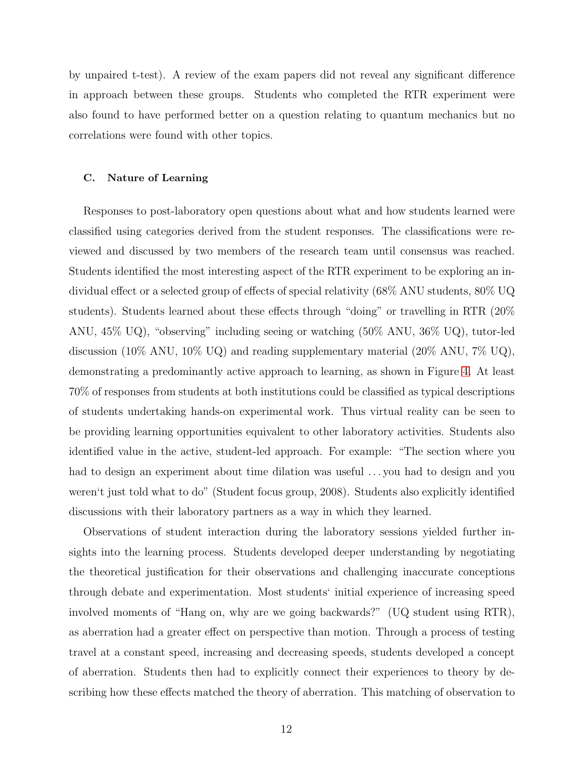by unpaired t-test). A review of the exam papers did not reveal any significant difference in approach between these groups. Students who completed the RTR experiment were also found to have performed better on a question relating to quantum mechanics but no correlations were found with other topics.

### C. Nature of Learning

Responses to post-laboratory open questions about what and how students learned were classified using categories derived from the student responses. The classifications were reviewed and discussed by two members of the research team until consensus was reached. Students identified the most interesting aspect of the RTR experiment to be exploring an individual effect or a selected group of effects of special relativity (68% ANU students, 80% UQ students). Students learned about these effects through "doing" or travelling in RTR (20% ANU, 45% UQ), "observing" including seeing or watching (50% ANU, 36% UQ), tutor-led discussion (10% ANU, 10% UQ) and reading supplementary material (20% ANU, 7% UQ), demonstrating a predominantly active approach to learning, as shown in Figure 4. At least 70% of responses from students at both institutions could be classified as typical descriptions of students undertaking hands-on experimental work. Thus virtual reality can be seen to be providing learning opportunities equivalent to other laboratory activities. Students also identified value in the active, student-led approach. For example: "The section where you had to design an experiment about time dilation was useful . . . you had to design and you weren't just told what to do" (Student focus group, 2008). Students also explicitly identified discussions with their laboratory partners as a way in which they learned.

Observations of student interaction during the laboratory sessions yielded further insights into the learning process. Students developed deeper understanding by negotiating the theoretical justification for their observations and challenging inaccurate conceptions through debate and experimentation. Most students' initial experience of increasing speed involved moments of "Hang on, why are we going backwards?" (UQ student using RTR), as aberration had a greater effect on perspective than motion. Through a process of testing travel at a constant speed, increasing and decreasing speeds, students developed a concept of aberration. Students then had to explicitly connect their experiences to theory by describing how these effects matched the theory of aberration. This matching of observation to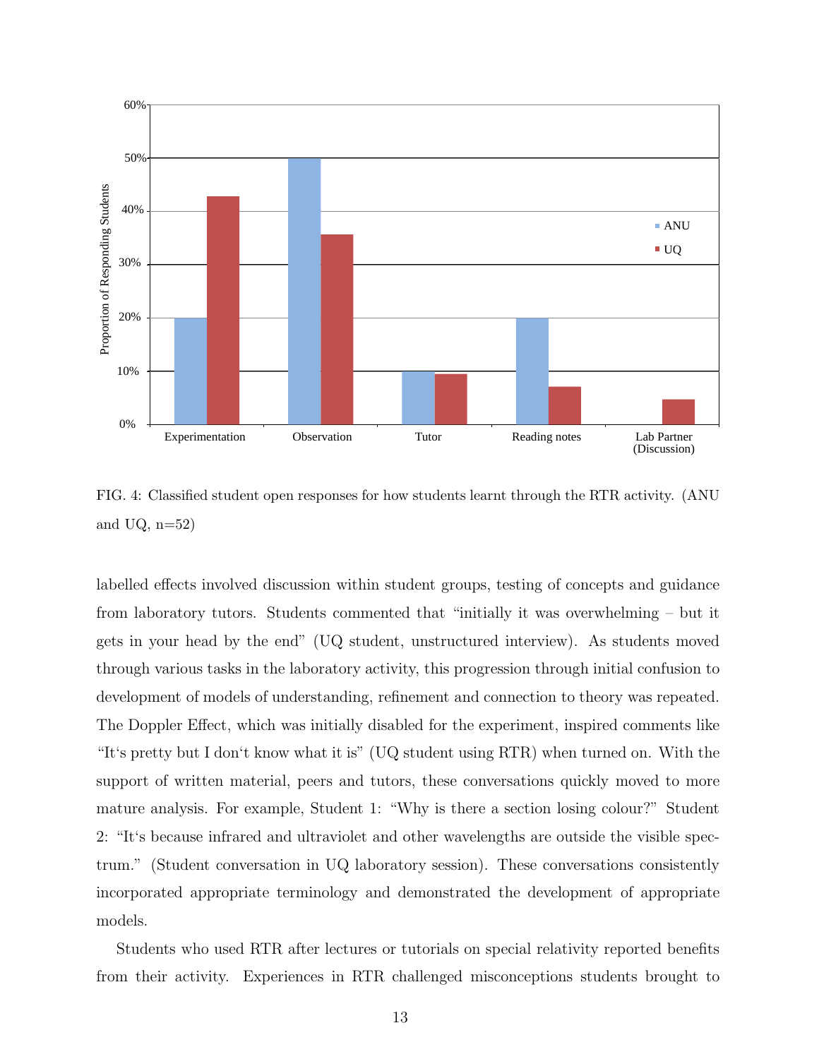60%
50%
40%
30%
20%
10%
0%

Proportion of Responding Students

ANU
UQ

Experimentation
Observation
Tutor
Reading notes
Lab Partner (Discussion)

FIG. 4: Classified student open responses for how students learnt through the RTR activity. (ANU and UQ, n=52)

labelled effects involved discussion within student groups, testing of concepts and guidance from laboratory tutors. Students commented that "initially it was overwhelming – but it gets in your head by the end" (UQ student, unstructured interview). As students moved through various tasks in the laboratory activity, this progression through initial confusion to development of models of understanding, refinement and connection to theory was repeated. The Doppler Effect, which was initially disabled for the experiment, inspired comments like "It's pretty but I don't know what it is" (UQ student using RTR) when turned on. With the support of written material, peers and tutors, these conversations quickly moved to more mature analysis. For example, Student 1: "Why is there a section losing colour?" Student 2: "It's because infrared and ultraviolet and other wavelengths are outside the visible spectrum." (Student conversation in UQ laboratory session). These conversations consistently incorporated appropriate terminology and demonstrated the development of appropriate models.

Students who used RTR after lectures or tutorials on special relativity reported benefits from their activity. Experiences in RTR challenged misconceptions students brought to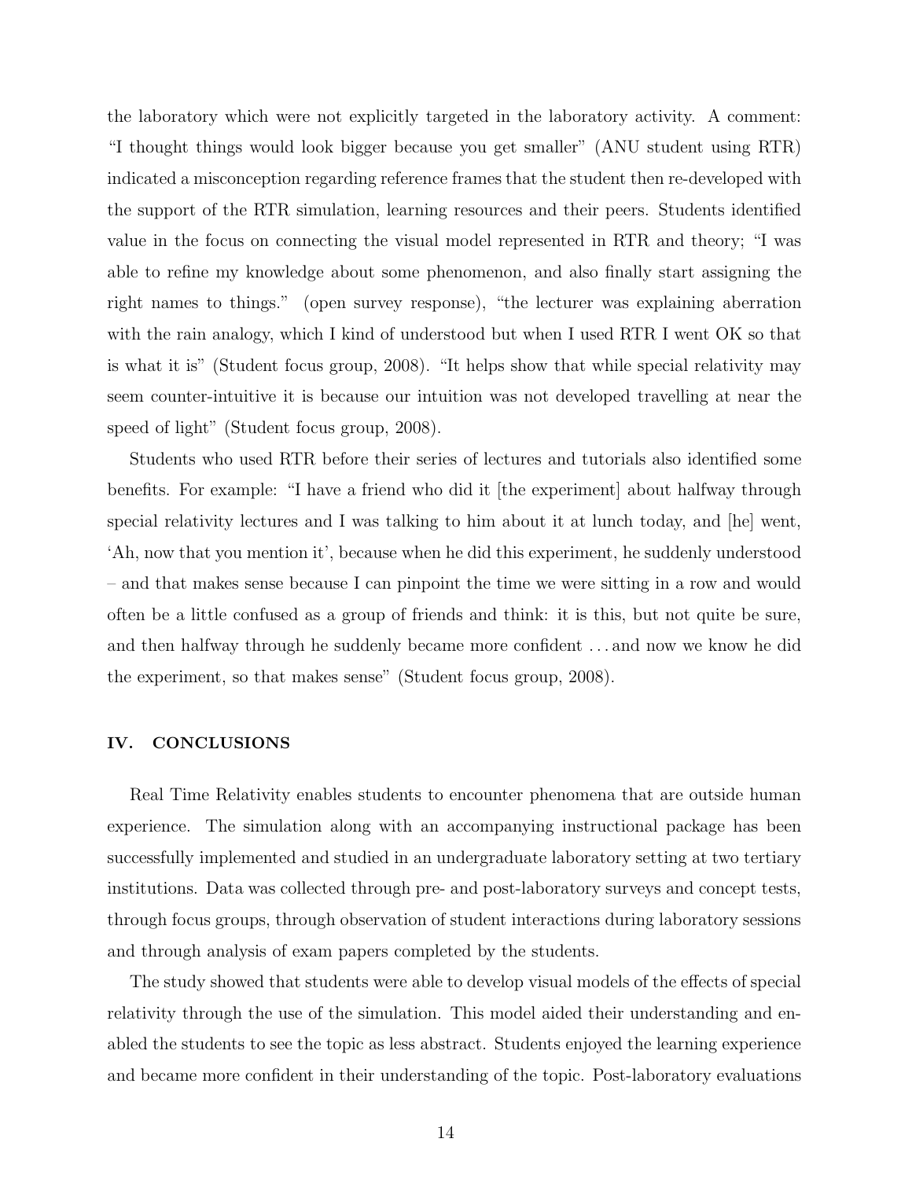the laboratory which were not explicitly targeted in the laboratory activity. A comment: "I thought things would look bigger because you get smaller" (ANU student using RTR) indicated a misconception regarding reference frames that the student then re-developed with the support of the RTR simulation, learning resources and their peers. Students identified value in the focus on connecting the visual model represented in RTR and theory; "I was able to refine my knowledge about some phenomenon, and also finally start assigning the right names to things." (open survey response), "the lecturer was explaining aberration with the rain analogy, which I kind of understood but when I used RTR I went OK so that is what it is" (Student focus group, 2008). "It helps show that while special relativity may seem counter-intuitive it is because our intuition was not developed travelling at near the speed of light" (Student focus group, 2008).

Students who used RTR before their series of lectures and tutorials also identified some benefits. For example: "I have a friend who did it [the experiment] about halfway through special relativity lectures and I was talking to him about it at lunch today, and [he] went, 'Ah, now that you mention it', because when he did this experiment, he suddenly understood – and that makes sense because I can pinpoint the time we were sitting in a row and would often be a little confused as a group of friends and think: it is this, but not quite be sure, and then halfway through he suddenly became more confident . . . and now we know he did the experiment, so that makes sense" (Student focus group, 2008).

## IV. CONCLUSIONS

Real Time Relativity enables students to encounter phenomena that are outside human experience. The simulation along with an accompanying instructional package has been successfully implemented and studied in an undergraduate laboratory setting at two tertiary institutions. Data was collected through pre- and post-laboratory surveys and concept tests, through focus groups, through observation of student interactions during laboratory sessions and through analysis of exam papers completed by the students.

The study showed that students were able to develop visual models of the effects of special relativity through the use of the simulation. This model aided their understanding and enabled the students to see the topic as less abstract. Students enjoyed the learning experience and became more confident in their understanding of the topic. Post-laboratory evaluations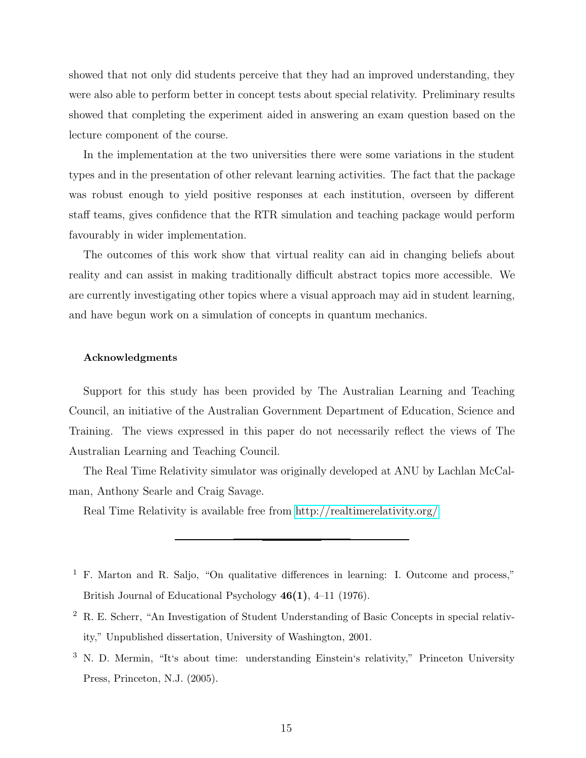showed that not only did students perceive that they had an improved understanding, they were also able to perform better in concept tests about special relativity. Preliminary results showed that completing the experiment aided in answering an exam question based on the lecture component of the course.

In the implementation at the two universities there were some variations in the student types and in the presentation of other relevant learning activities. The fact that the package was robust enough to yield positive responses at each institution, overseen by different staff teams, gives confidence that the RTR simulation and teaching package would perform favourably in wider implementation.

The outcomes of this work show that virtual reality can aid in changing beliefs about reality and can assist in making traditionally difficult abstract topics more accessible. We are currently investigating other topics where a visual approach may aid in student learning, and have begun work on a simulation of concepts in quantum mechanics.

#### Acknowledgments

Support for this study has been provided by The Australian Learning and Teaching Council, an initiative of the Australian Government Department of Education, Science and Training. The views expressed in this paper do not necessarily reflect the views of The Australian Learning and Teaching Council.

The Real Time Relativity simulator was originally developed at ANU by Lachlan McCalman, Anthony Searle and Craig Savage.

Real Time Relativity is available free from http://realtimerelativity.org/

---

[1] F. Marton and R. Saljo, "On qualitative differences in learning: I. Outcome and process," British Journal of Educational Psychology **46(1)**, 4–11 (1976).

[2] R. E. Scherr, "An Investigation of Student Understanding of Basic Concepts in special relativity," Unpublished dissertation, University of Washington, 2001.

[3] N. D. Mermin, "It‘s about time: understanding Einstein‘s relativity," Princeton University Press, Princeton, N.J. (2005).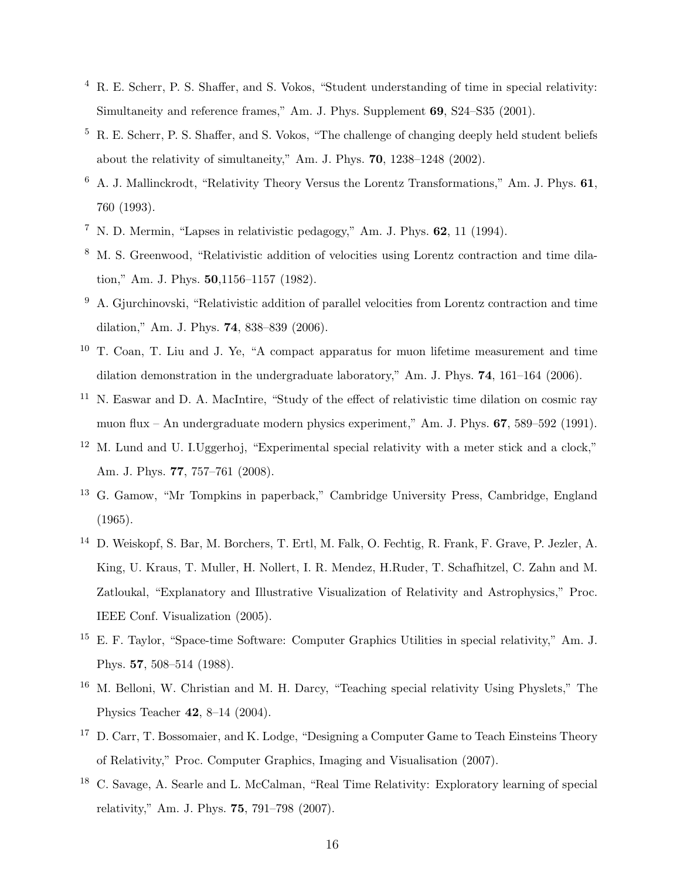[4] R. E. Scherr, P. S. Shaffer, and S. Vokos, "Student understanding of time in special relativity: Simultaneity and reference frames," Am. J. Phys. Supplement **69**, S24–S35 (2001).

[5] R. E. Scherr, P. S. Shaffer, and S. Vokos, "The challenge of changing deeply held student beliefs about the relativity of simultaneity," Am. J. Phys. **70**, 1238–1248 (2002).

[6] A. J. Mallinckrodt, "Relativity Theory Versus the Lorentz Transformations," Am. J. Phys. **61**, 760 (1993).

[7] N. D. Mermin, "Lapses in relativistic pedagogy," Am. J. Phys. **62**, 11 (1994).

[8] M. S. Greenwood, "Relativistic addition of velocities using Lorentz contraction and time dilation," Am. J. Phys. **50**,1156–1157 (1982).

[9] A. Gjurchinovski, "Relativistic addition of parallel velocities from Lorentz contraction and time dilation," Am. J. Phys. **74**, 838–839 (2006).

[10] T. Coan, T. Liu and J. Ye, "A compact apparatus for muon lifetime measurement and time dilation demonstration in the undergraduate laboratory," Am. J. Phys. **74**, 161–164 (2006).

[11] N. Easwar and D. A. MacIntire, "Study of the effect of relativistic time dilation on cosmic ray muon flux – An undergraduate modern physics experiment," Am. J. Phys. **67**, 589–592 (1991).

[12] M. Lund and U. I.Uggerhoj, "Experimental special relativity with a meter stick and a clock," Am. J. Phys. **77**, 757–761 (2008).

[13] G. Gamow, "Mr Tompkins in paperback," Cambridge University Press, Cambridge, England (1965).

[14] D. Weiskopf, S. Bar, M. Borchers, T. Ertl, M. Falk, O. Fechtig, R. Frank, F. Grave, P. Jezler, A. King, U. Kraus, T. Muller, H. Nollert, I. R. Mendez, H.Ruder, T. Schafhitzel, C. Zahn and M. Zatloukal, "Explanatory and Illustrative Visualization of Relativity and Astrophysics," Proc. IEEE Conf. Visualization (2005).

[15] E. F. Taylor, "Space-time Software: Computer Graphics Utilities in special relativity," Am. J. Phys. **57**, 508–514 (1988).

[16] M. Belloni, W. Christian and M. H. Darcy, "Teaching special relativity Using Physlets," The Physics Teacher **42**, 8–14 (2004).

[17] D. Carr, T. Bossomaier, and K. Lodge, "Designing a Computer Game to Teach Einsteins Theory of Relativity," Proc. Computer Graphics, Imaging and Visualisation (2007).

[18] C. Savage, A. Searle and L. McCalman, "Real Time Relativity: Exploratory learning of special relativity," Am. J. Phys. **75**, 791–798 (2007).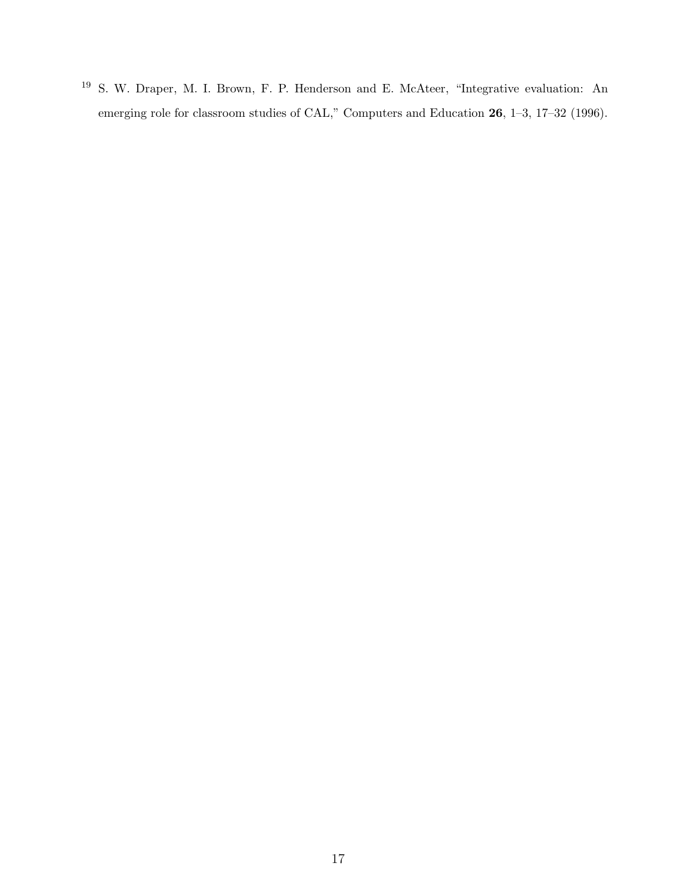[19] S. W. Draper, M. I. Brown, F. P. Henderson and E. McAteer, "Integrative evaluation: An emerging role for classroom studies of CAL," Computers and Education **26**, 1–3, 17–32 (1996).